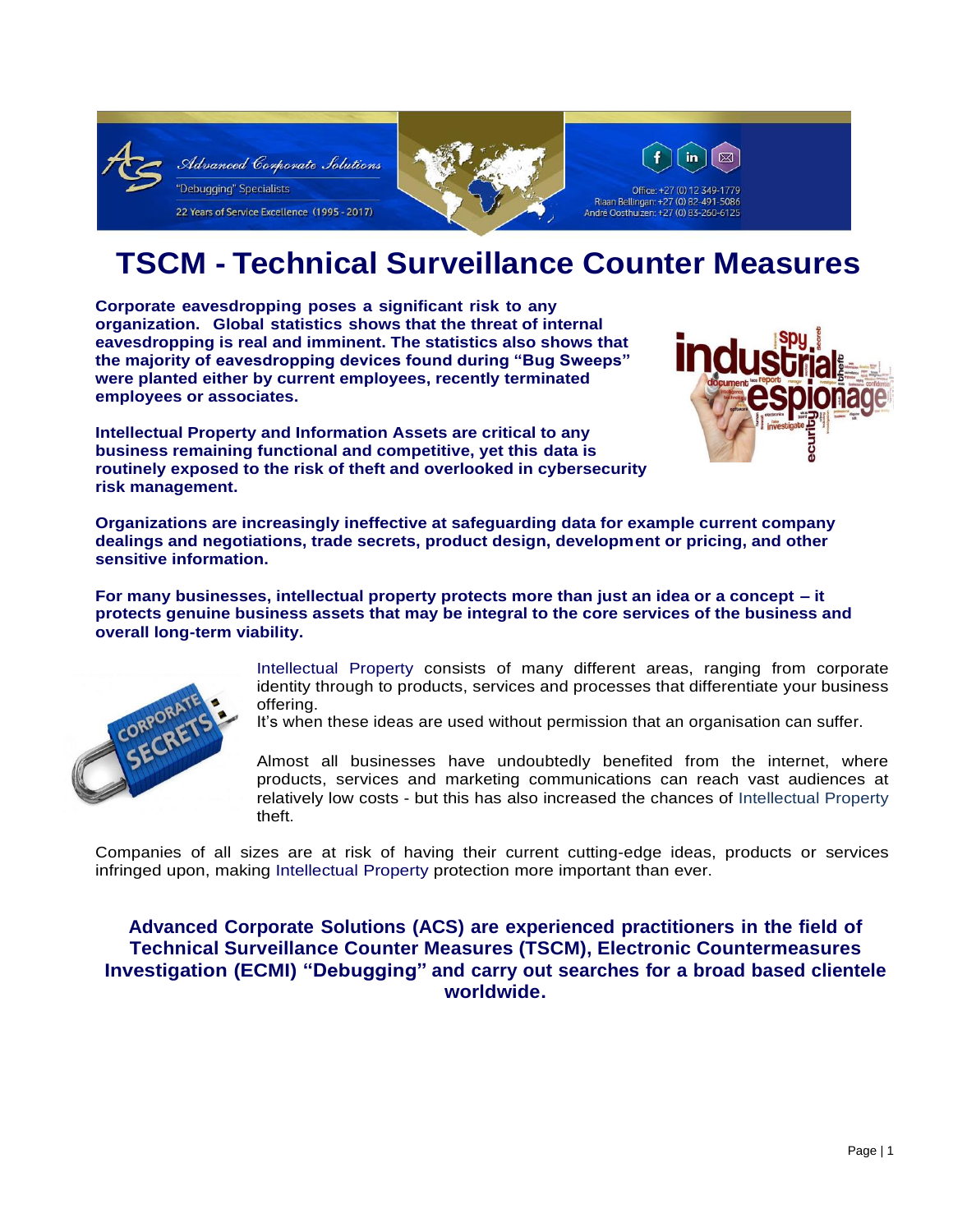Advanced Corporate Solutions

"Debugging" Specialists

22 Years of Service Excellence (1995 - 2017)

Office: +27 (0) 12 349-1779
Riaan Bellingan: +27 (0) 82-491-5086
André Oosthuizen: +27 (0) 83-260-6125

# TSCM - Technical Surveillance Counter Measures

**Corporate eavesdropping poses a significant risk to any organization. Global statistics shows that the threat of internal eavesdropping is real and imminent. The statistics also shows that the majority of eavesdropping devices found during "Bug Sweeps" were planted either by current employees, recently terminated employees or associates.**

**Intellectual Property and Information Assets are critical to any business remaining functional and competitive, yet this data is routinely exposed to the risk of theft and overlooked in cybersecurity risk management.**

**Organizations are increasingly ineffective at safeguarding data for example current company dealings and negotiations, trade secrets, product design, development or pricing, and other sensitive information.**

**For many businesses, intellectual property protects more than just an idea or a concept – it protects genuine business assets that may be integral to the core services of the business and overall long-term viability.**

Intellectual Property consists of many different areas, ranging from corporate identity through to products, services and processes that differentiate your business offering.
It's when these ideas are used without permission that an organisation can suffer.

Almost all businesses have undoubtedly benefited from the internet, where products, services and marketing communications can reach vast audiences at relatively low costs - but this has also increased the chances of Intellectual Property theft.

Companies of all sizes are at risk of having their current cutting-edge ideas, products or services infringed upon, making Intellectual Property protection more important than ever.

**Advanced Corporate Solutions (ACS) are experienced practitioners in the field of Technical Surveillance Counter Measures (TSCM), Electronic Countermeasures Investigation (ECMI) "Debugging" and carry out searches for a broad based clientele worldwide.**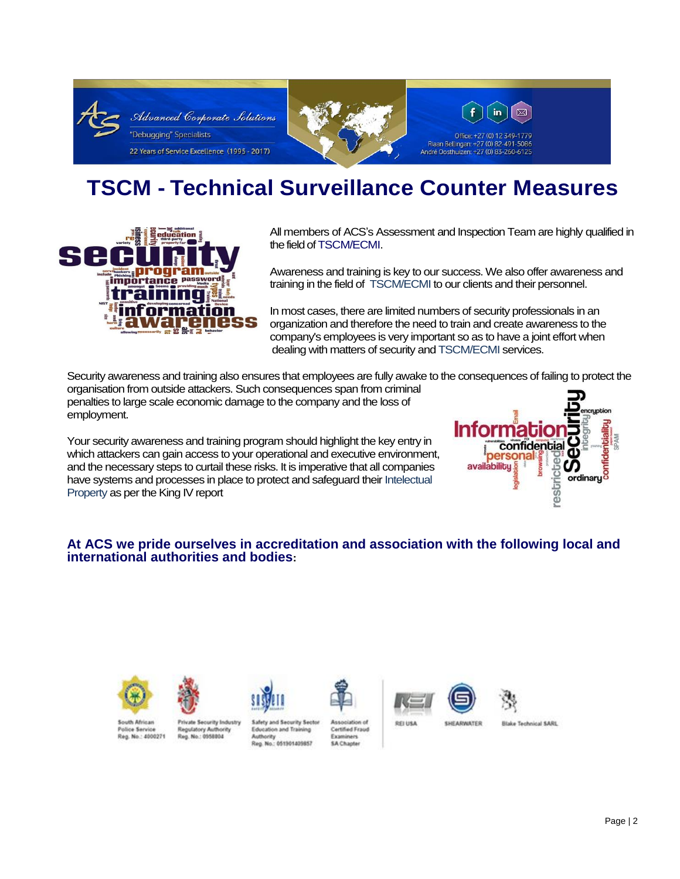# TSCM - Technical Surveillance Counter Measures

All members of ACS's Assessment and Inspection Team are highly qualified in the field of TSCM/ECMI.

Awareness and training is key to our success. We also offer awareness and training in the field of TSCM/ECMI to our clients and their personnel.

In most cases, there are limited numbers of security professionals in an organization and therefore the need to train and create awareness to the company's employees is very important so as to have a joint effort when dealing with matters of security and TSCM/ECMI services.

Security awareness and training also ensures that employees are fully awake to the consequences of failing to protect the organisation from outside attackers. Such consequences span from criminal penalties to large scale economic damage to the company and the loss of employment.

Your security awareness and training program should highlight the key entry in which attackers can gain access to your operational and executive environment, and the necessary steps to curtail these risks. It is imperative that all companies have systems and processes in place to protect and safeguard their Intelectual Property as per the King IV report

**At ACS we pride ourselves in accreditation and association with the following local and international authorities and bodies:**

South African Police Service Reg. No.: 4000271

Private Security Industry Regulatory Authority Reg. No.: 0958804

Safety and Security Sector Education and Training Authority Reg. No.: 051901409857

Association of Certified Fraud Examiners SA Chapter

REI USA

SHEARWATER

Blake Technical SARL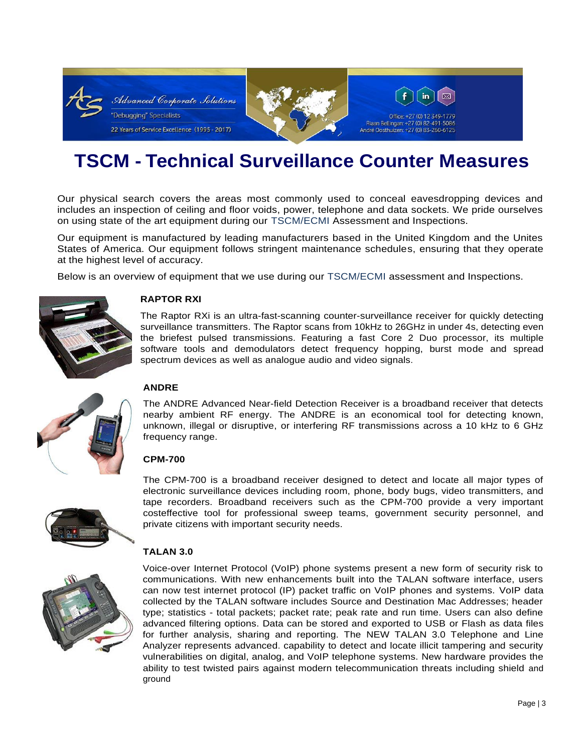# TSCM - Technical Surveillance Counter Measures

Our physical search covers the areas most commonly used to conceal eavesdropping devices and includes an inspection of ceiling and floor voids, power, telephone and data sockets. We pride ourselves on using state of the art equipment during our TSCM/ECMI Assessment and Inspections.

Our equipment is manufactured by leading manufacturers based in the United Kingdom and the Unites States of America. Our equipment follows stringent maintenance schedules, ensuring that they operate at the highest level of accuracy.

Below is an overview of equipment that we use during our TSCM/ECMI assessment and Inspections.

### RAPTOR RXI

The Raptor RXi is an ultra-fast-scanning counter-surveillance receiver for quickly detecting surveillance transmitters. The Raptor scans from 10kHz to 26GHz in under 4s, detecting even the briefest pulsed transmissions. Featuring a fast Core 2 Duo processor, its multiple software tools and demodulators detect frequency hopping, burst mode and spread spectrum devices as well as analogue audio and video signals.

### ANDRE

The ANDRE Advanced Near-field Detection Receiver is a broadband receiver that detects nearby ambient RF energy. The ANDRE is an economical tool for detecting known, unknown, illegal or disruptive, or interfering RF transmissions across a 10 kHz to 6 GHz frequency range.

### CPM-700

The CPM-700 is a broadband receiver designed to detect and locate all major types of electronic surveillance devices including room, phone, body bugs, video transmitters, and tape recorders. Broadband receivers such as the CPM-700 provide a very important costeffective tool for professional sweep teams, government security personnel, and private citizens with important security needs.

### TALAN 3.0

Voice-over Internet Protocol (VoIP) phone systems present a new form of security risk to communications. With new enhancements built into the TALAN software interface, users can now test internet protocol (IP) packet traffic on VoIP phones and systems. VoIP data collected by the TALAN software includes Source and Destination Mac Addresses; header type; statistics - total packets; packet rate; peak rate and run time. Users can also define advanced filtering options. Data can be stored and exported to USB or Flash as data files for further analysis, sharing and reporting. The NEW TALAN 3.0 Telephone and Line Analyzer represents advanced. capability to detect and locate illicit tampering and security vulnerabilities on digital, analog, and VoIP telephone systems. New hardware provides the ability to test twisted pairs against modern telecommunication threats including shield and ground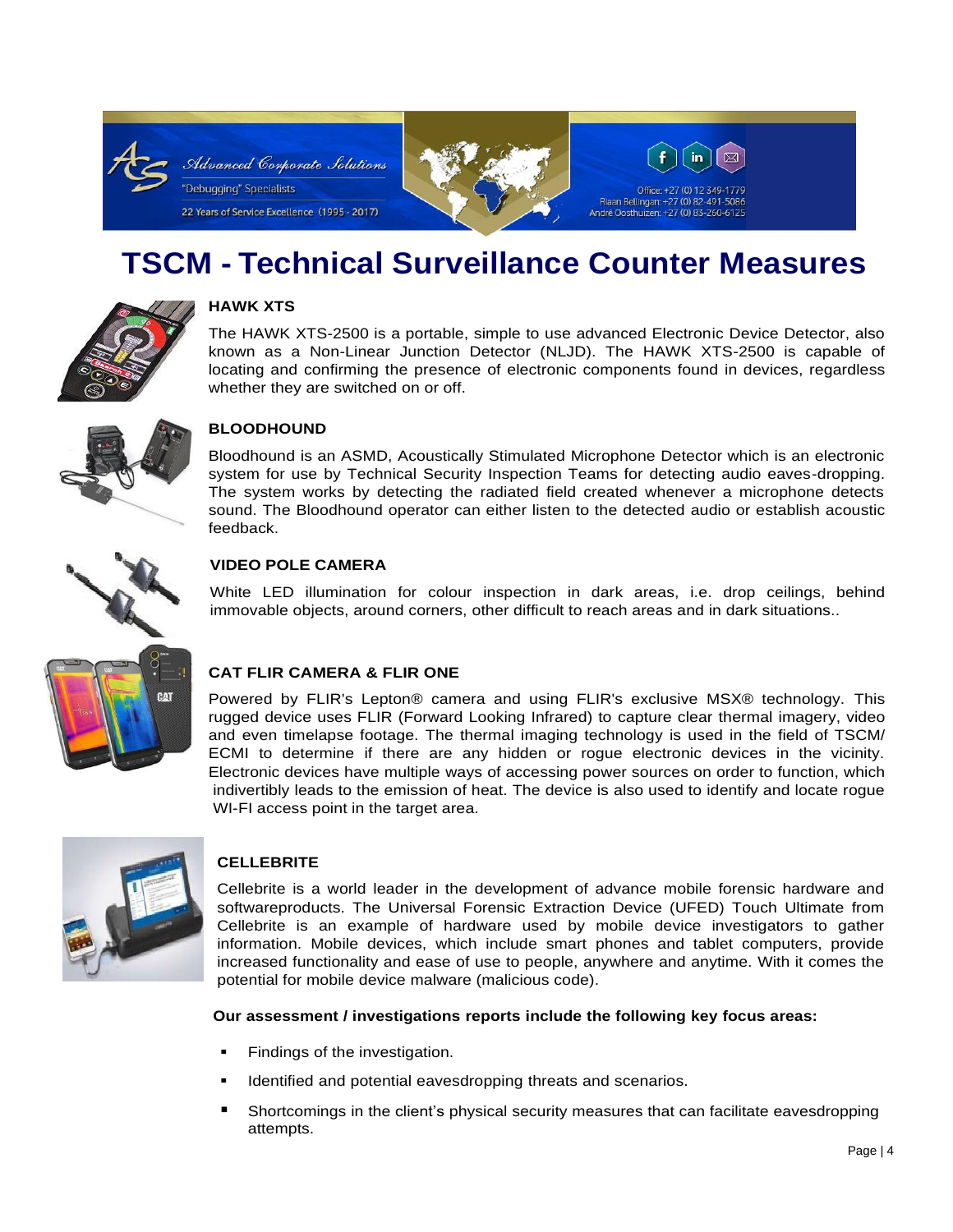# TSCM - Technical Surveillance Counter Measures

### HAWK XTS

The HAWK XTS-2500 is a portable, simple to use advanced Electronic Device Detector, also known as a Non-Linear Junction Detector (NLJD). The HAWK XTS-2500 is capable of locating and confirming the presence of electronic components found in devices, regardless whether they are switched on or off.

### BLOODHOUND

Bloodhound is an ASMD, Acoustically Stimulated Microphone Detector which is an electronic system for use by Technical Security Inspection Teams for detecting audio eaves-dropping. The system works by detecting the radiated field created whenever a microphone detects sound. The Bloodhound operator can either listen to the detected audio or establish acoustic feedback.

### VIDEO POLE CAMERA

White LED illumination for colour inspection in dark areas, i.e. drop ceilings, behind immovable objects, around corners, other difficult to reach areas and in dark situations..

### CAT FLIR CAMERA & FLIR ONE

Powered by FLIR's Lepton® camera and using FLIR's exclusive MSX® technology. This rugged device uses FLIR (Forward Looking Infrared) to capture clear thermal imagery, video and even timelapse footage. The thermal imaging technology is used in the field of TSCM/ ECMI to determine if there are any hidden or rogue electronic devices in the vicinity. Electronic devices have multiple ways of accessing power sources on order to function, which indivertibly leads to the emission of heat. The device is also used to identify and locate rogue WI-FI access point in the target area.

### CELLEBRITE

Cellebrite is a world leader in the development of advance mobile forensic hardware and softwareproducts. The Universal Forensic Extraction Device (UFED) Touch Ultimate from Cellebrite is an example of hardware used by mobile device investigators to gather information. Mobile devices, which include smart phones and tablet computers, provide increased functionality and ease of use to people, anywhere and anytime. With it comes the potential for mobile device malware (malicious code).

**Our assessment / investigations reports include the following key focus areas:**

- Findings of the investigation.
- Identified and potential eavesdropping threats and scenarios.
- Shortcomings in the client's physical security measures that can facilitate eavesdropping attempts.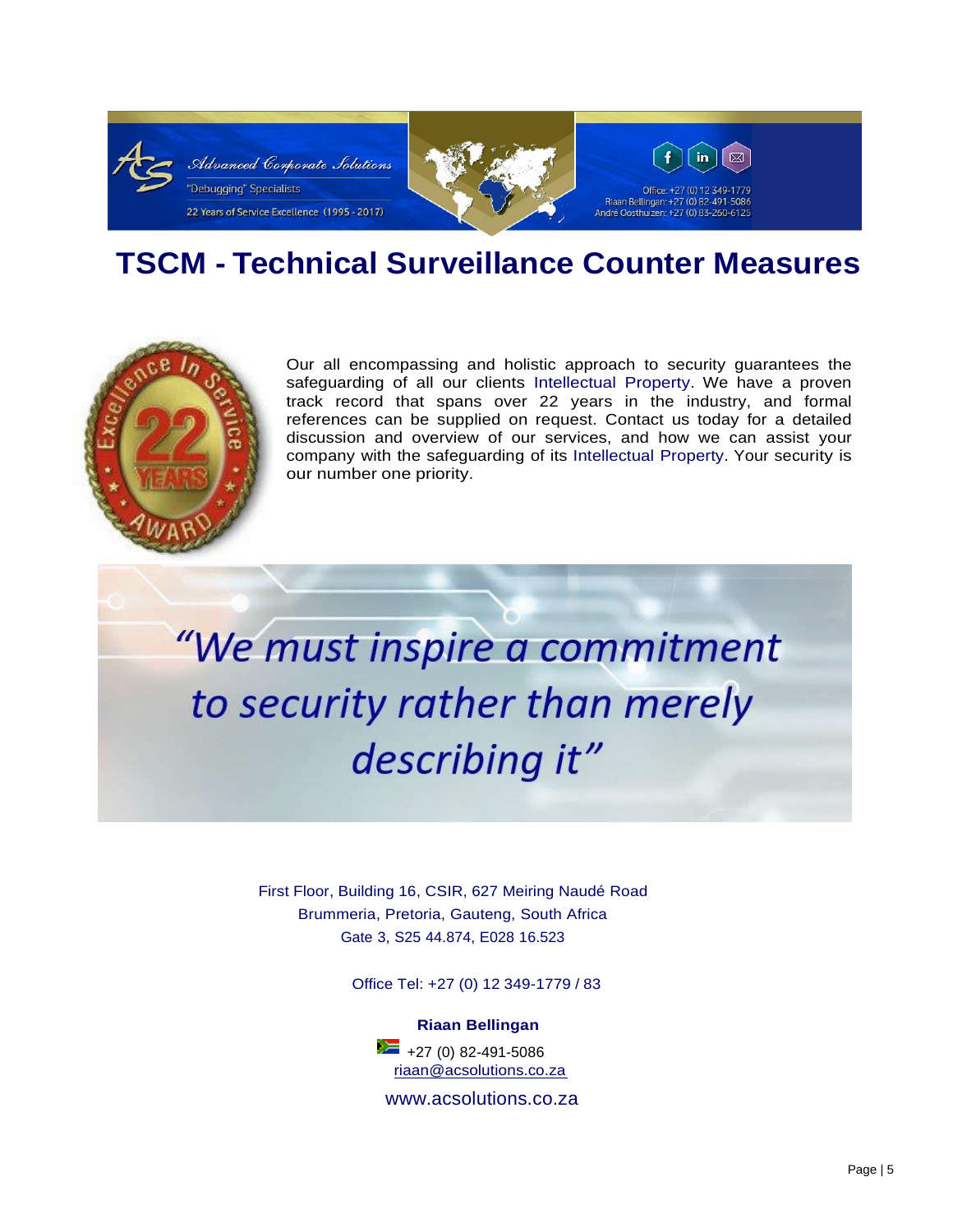# TSCM - Technical Surveillance Counter Measures

Our all encompassing and holistic approach to security guarantees the safeguarding of all our clients Intellectual Property. We have a proven track record that spans over 22 years in the industry, and formal references can be supplied on request. Contact us today for a detailed discussion and overview of our services, and how we can assist your company with the safeguarding of its Intellectual Property. Your security is our number one priority.

*"We must inspire a commitment to security rather than merely describing it"*

First Floor, Building 16, CSIR, 627 Meiring Naudé Road
Brummeria, Pretoria, Gauteng, South Africa
Gate 3, S25 44.874, E028 16.523

Office Tel: +27 (0) 12 349-1779 / 83

**Riaan Bellingan**
+27 (0) 82-491-5086
riaan@acsolutions.co.za

www.acsolutions.co.za